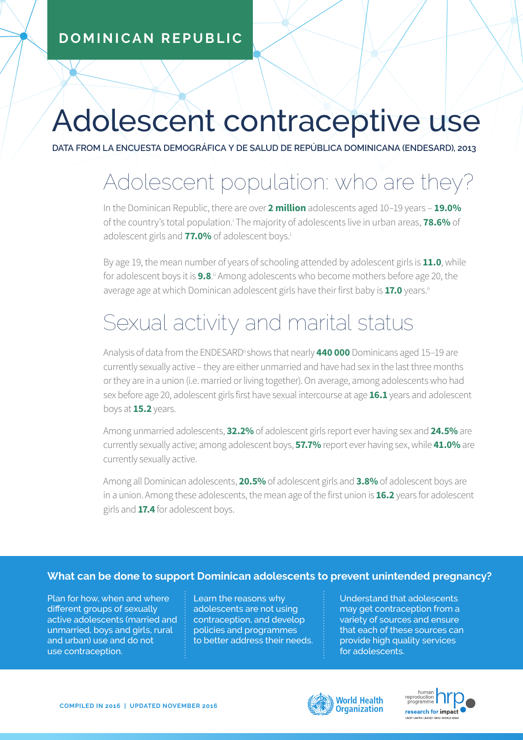DOMINICAN REPUBLIC

# Adolescent contraceptive use

DATA FROM LA ENCUESTA DEMOGRÁFICA Y DE SALUD DE REPÚBLICA DOMINICANA (ENDESARD), 2013

## Adolescent population: who are they?

In the Dominican Republic, there are over **2 million** adolescents aged 10–19 years – **19.0%** of the country's total population.[i] The majority of adolescents live in urban areas, **78.6%** of adolescent girls and **77.0%** of adolescent boys.[i]

By age 19, the mean number of years of schooling attended by adolescent girls is **11.0**, while for adolescent boys it is **9.8**.[ii] Among adolescents who become mothers before age 20, the average age at which Dominican adolescent girls have their first baby is **17.0** years.[ii]

## Sexual activity and marital status

Analysis of data from the ENDESARD[ii] shows that nearly **440 000** Dominicans aged 15–19 are currently sexually active – they are either unmarried and have had sex in the last three months or they are in a union (i.e. married or living together). On average, among adolescents who had sex before age 20, adolescent girls first have sexual intercourse at age **16.1** years and adolescent boys at **15.2** years.

Among unmarried adolescents, **32.2%** of adolescent girls report ever having sex and **24.5%** are currently sexually active; among adolescent boys, **57.7%** report ever having sex, while **41.0%** are currently sexually active.

Among all Dominican adolescents, **20.5%** of adolescent girls and **3.8%** of adolescent boys are in a union. Among these adolescents, the mean age of the first union is **16.2** years for adolescent girls and **17.4** for adolescent boys.

### What can be done to support Dominican adolescents to prevent unintended pregnancy?

Plan for how, when and where different groups of sexually active adolescents (married and unmarried, boys and girls, rural and urban) use and do not use contraception.

Learn the reasons why adolescents are not using contraception, and develop policies and programmes to better address their needs.

Understand that adolescents may get contraception from a variety of sources and ensure that each of these sources can provide high quality services for adolescents.

COMPILED IN 2016 | UPDATED NOVEMBER 2016

World Health Organization

human reproduction programme hrp — research for impact — UNDP · UNFPA · UNICEF · WHO · WORLD BANK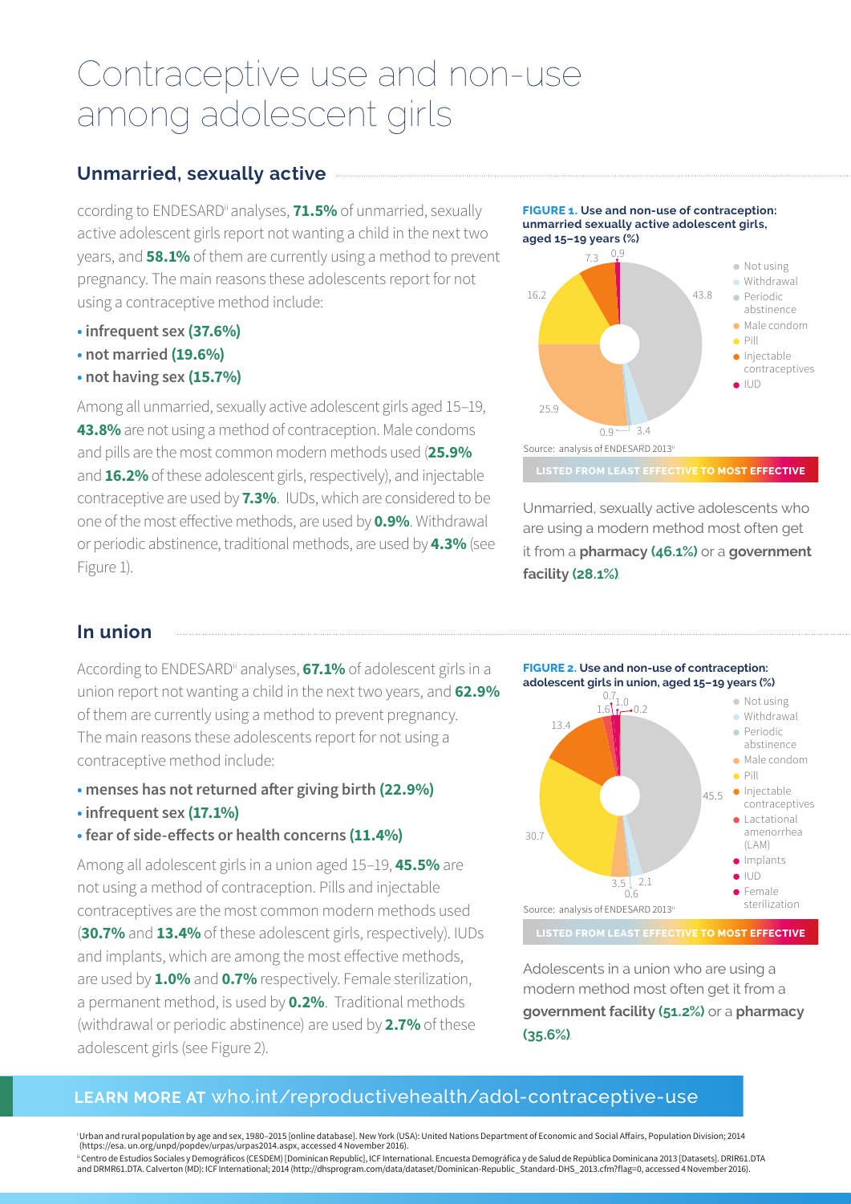# Contraceptive use and non-use among adolescent girls

## Unmarried, sexually active

ccording to ENDESARD[ii] analyses, **71.5%** of unmarried, sexually active adolescent girls report not wanting a child in the next two years, and **58.1%** of them are currently using a method to prevent pregnancy. The main reasons these adolescents report for not using a contraceptive method include:

- **infrequent sex (37.6%)**
- **not married (19.6%)**
- **not having sex (15.7%)**

Among all unmarried, sexually active adolescent girls aged 15–19, **43.8%** are not using a method of contraception. Male condoms and pills are the most common modern methods used (**25.9%** and **16.2%** of these adolescent girls, respectively), and injectable contraceptive are used by **7.3%**. IUDs, which are considered to be one of the most effective methods, are used by **0.9%**. Withdrawal or periodic abstinence, traditional methods, are used by **4.3%** (see Figure 1).

**FIGURE 1. Use and non-use of contraception: unmarried sexually active adolescent girls, aged 15–19 years (%)**

| Method | % |
|---|---|
| Not using | 43.8 |
| Withdrawal | 3.4 |
| Periodic abstinence | 0.9 |
| Male condom | 25.9 |
| Pill | 16.2 |
| Injectable contraceptives | 7.3 |
| IUD | 0.9 |

Source: analysis of ENDESARD 2013[ii]

LISTED FROM LEAST EFFECTIVE TO MOST EFFECTIVE

Unmarried, sexually active adolescents who are using a modern method most often get it from a **pharmacy (46.1%)** or a **government facility (28.1%)**.

## In union

According to ENDESARD[ii] analyses, **67.1%** of adolescent girls in a union report not wanting a child in the next two years, and **62.9%** of them are currently using a method to prevent pregnancy. The main reasons these adolescents report for not using a contraceptive method include:

- **menses has not returned after giving birth (22.9%)**
- **infrequent sex (17.1%)**
- **fear of side-effects or health concerns (11.4%)**

Among all adolescent girls in a union aged 15–19, **45.5%** are not using a method of contraception. Pills and injectable contraceptives are the most common modern methods used (**30.7%** and **13.4%** of these adolescent girls, respectively). IUDs and implants, which are among the most effective methods, are used by **1.0%** and **0.7%** respectively. Female sterilization, a permanent method, is used by **0.2%**. Traditional methods (withdrawal or periodic abstinence) are used by **2.7%** of these adolescent girls (see Figure 2).

**FIGURE 2. Use and non-use of contraception: adolescent girls in union, aged 15–19 years (%)**

| Method | % |
|---|---|
| Not using | 45.5 |
| Withdrawal | 2.1 |
| Periodic abstinence | 0.6 |
| Male condom | 3.5 |
| Pill | 30.7 |
| Injectable contraceptives | 13.4 |
| Lactational amenorrhea (LAM) | 1.6 |
| Implants | 0.7 |
| IUD | 1.0 |
| Female sterilization | 0.2 |

Source: analysis of ENDESARD 2013[ii]

LISTED FROM LEAST EFFECTIVE TO MOST EFFECTIVE

Adolescents in a union who are using a modern method most often get it from a **government facility (51.2%)** or a **pharmacy (35.6%)**.

**LEARN MORE AT** who.int/reproductivehealth/adol-contraceptive-use

[i] Urban and rural population by age and sex, 1980–2015 [online database]. New York (USA): United Nations Department of Economic and Social Affairs, Population Division; 2014 (https://esa. un.org/unpd/popdev/urpas/urpas2014.aspx, accessed 4 November 2016).
[ii] Centro de Estudios Sociales y Demográficos (CESDEM) [Dominican Republic], ICF International. Encuesta Demográfica y de Salud de República Dominicana 2013 [Datasets]. DRIR61.DTA and DRMR61.DTA. Calverton (MD): ICF International; 2014 (http://dhsprogram.com/data/dataset/Dominican-Republic_Standard-DHS_2013.cfm?flag=0, accessed 4 November 2016).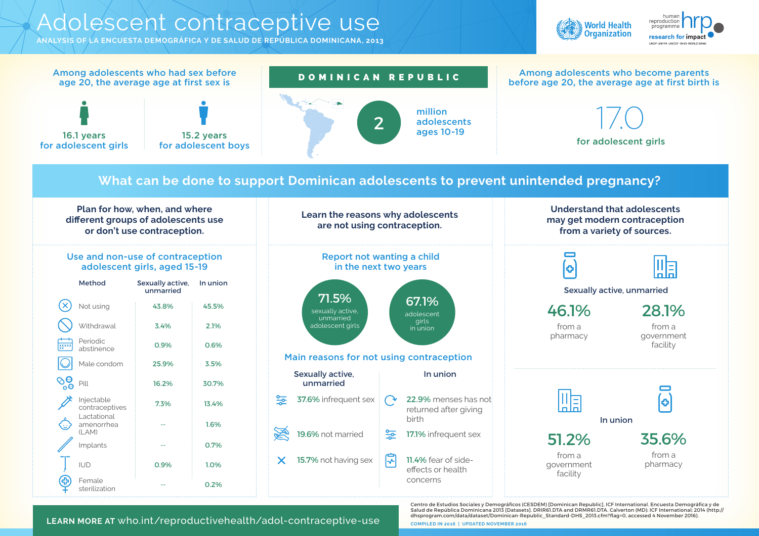# Adolescent contraceptive use

ANALYSIS OF LA ENCUESTA DEMOGRÁFICA Y DE SALUD DE REPÚBLICA DOMINICANA, 2013

World Health Organization | human reproduction programme hrp research for impact UNDP · UNFPA · UNICEF · WHO · WORLD BANK

Among adolescents who had sex before age 20, the average age at first sex is

- 16.1 years for adolescent girls
- 15.2 years for adolescent boys

## DOMINICAN REPUBLIC

2 million adolescents ages 10-19

Among adolescents who become parents before age 20, the average age at first birth is

17.0 for adolescent girls

## What can be done to support Dominican adolescents to prevent unintended pregnancy?

### Plan for how, when, and where different groups of adolescents use or don't use contraception.

**Use and non-use of contraception adolescent girls, aged 15-19**

| Method | Sexually active, unmarried | In union |
| --- | --- | --- |
| Not using | 43.8% | 45.5% |
| Withdrawal | 3.4% | 2.1% |
| Periodic abstinence | 0.9% | 0.6% |
| Male condom | 25.9% | 3.5% |
| Pill | 16.2% | 30.7% |
| Injectable contraceptives | 7.3% | 13.4% |
| Lactational amenorrhea (LAM) | -- | 1.6% |
| Implants | -- | 0.7% |
| IUD | 0.9% | 1.0% |
| Female sterilization | -- | 0.2% |

### Learn the reasons why adolescents are not using contraception.

**Report not wanting a child in the next two years**

- 71.5% sexually active, unmarried adolescent girls
- 67.1% adolescent girls in union

**Main reasons for not using contraception**

Sexually active, unmarried:

- 37.6% infrequent sex
- 19.6% not married
- 15.7% not having sex

In union:

- 22.9% menses has not returned after giving birth
- 17.1% infrequent sex
- 11.4% fear of side-effects or health concerns

### Understand that adolescents may get modern contraception from a variety of sources.

Sexually active, unmarried

- 46.1% from a pharmacy
- 28.1% from a government facility

In union

- 51.2% from a government facility
- 35.6% from a pharmacy

**LEARN MORE AT** who.int/reproductivehealth/adol-contraceptive-use

Centro de Estudios Sociales y Demográficos (CESDEM) [Dominican Republic], ICF International. Encuesta Demográfica y de Salud de República Dominicana 2013 [Datasets]. DRIR61.DTA and DRMR61.DTA. Calverton (MD): ICF International; 2014 (http://dhsprogram.com/data/dataset/Dominican-Republic_Standard-DHS_2013.cfm?flag=0, accessed 4 November 2016).

COMPILED IN 2016 | UPDATED NOVEMBER 2016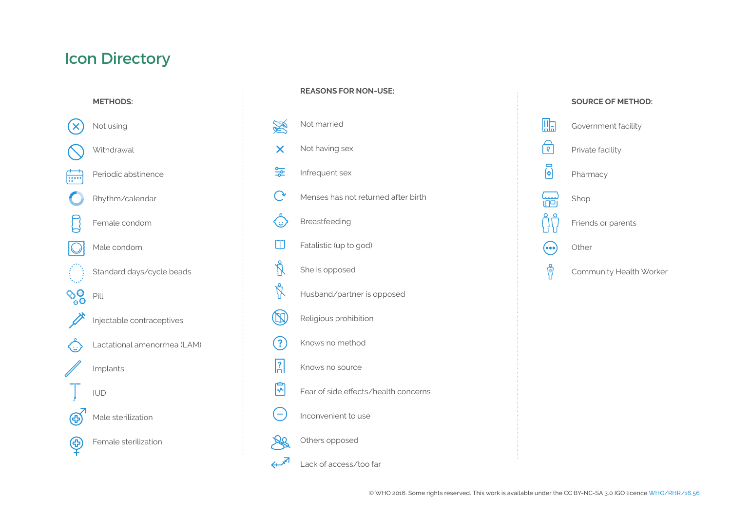# Icon Directory

**METHODS:**

- Not using
- Withdrawal
- Periodic abstinence
- Rhythm/calendar
- Female condom
- Male condom
- Standard days/cycle beads
- Pill
- Injectable contraceptives
- Lactational amenorrhea (LAM)
- Implants
- IUD
- Male sterilization
- Female sterilization

**REASONS FOR NON-USE:**

- Not married
- Not having sex
- Infrequent sex
- Menses has not returned after birth
- Breastfeeding
- Fatalistic (up to god)
- She is opposed
- Husband/partner is opposed
- Religious prohibition
- Knows no method
- Knows no source
- Fear of side effects/health concerns
- Inconvenient to use
- Others opposed
- Lack of access/too far

**SOURCE OF METHOD:**

- Government facility
- Private facility
- Pharmacy
- Shop
- Friends or parents
- Other
- Community Health Worker

© WHO 2016. Some rights reserved. This work is available under the CC BY-NC-SA 3.0 IGO licence WHO/RHR/16.56